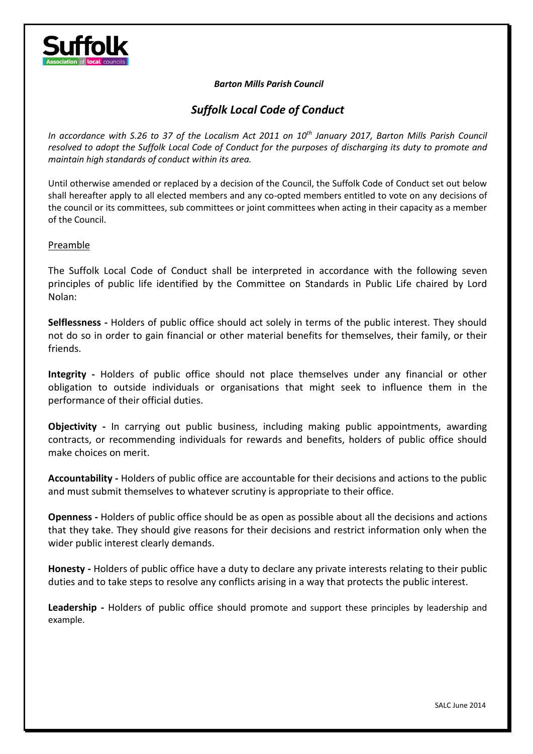*Barton Mills Parish Council*

# *Suffolk Local Code of Conduct*

*In accordance with S.26 to 37 of the Localism Act 2011 on 10th January 2017, Barton Mills Parish Council resolved to adopt the Suffolk Local Code of Conduct for the purposes of discharging its duty to promote and maintain high standards of conduct within its area.*

Until otherwise amended or replaced by a decision of the Council, the Suffolk Code of Conduct set out below shall hereafter apply to all elected members and any co-opted members entitled to vote on any decisions of the council or its committees, sub committees or joint committees when acting in their capacity as a member of the Council.

## Preamble

The Suffolk Local Code of Conduct shall be interpreted in accordance with the following seven principles of public life identified by the Committee on Standards in Public Life chaired by Lord Nolan:

**Selflessness -** Holders of public office should act solely in terms of the public interest. They should not do so in order to gain financial or other material benefits for themselves, their family, or their friends.

**Integrity -** Holders of public office should not place themselves under any financial or other obligation to outside individuals or organisations that might seek to influence them in the performance of their official duties.

**Objectivity -** In carrying out public business, including making public appointments, awarding contracts, or recommending individuals for rewards and benefits, holders of public office should make choices on merit.

**Accountability -** Holders of public office are accountable for their decisions and actions to the public and must submit themselves to whatever scrutiny is appropriate to their office.

**Openness -** Holders of public office should be as open as possible about all the decisions and actions that they take. They should give reasons for their decisions and restrict information only when the wider public interest clearly demands.

**Honesty -** Holders of public office have a duty to declare any private interests relating to their public duties and to take steps to resolve any conflicts arising in a way that protects the public interest.

**Leadership -** Holders of public office should promote and support these principles by leadership and example.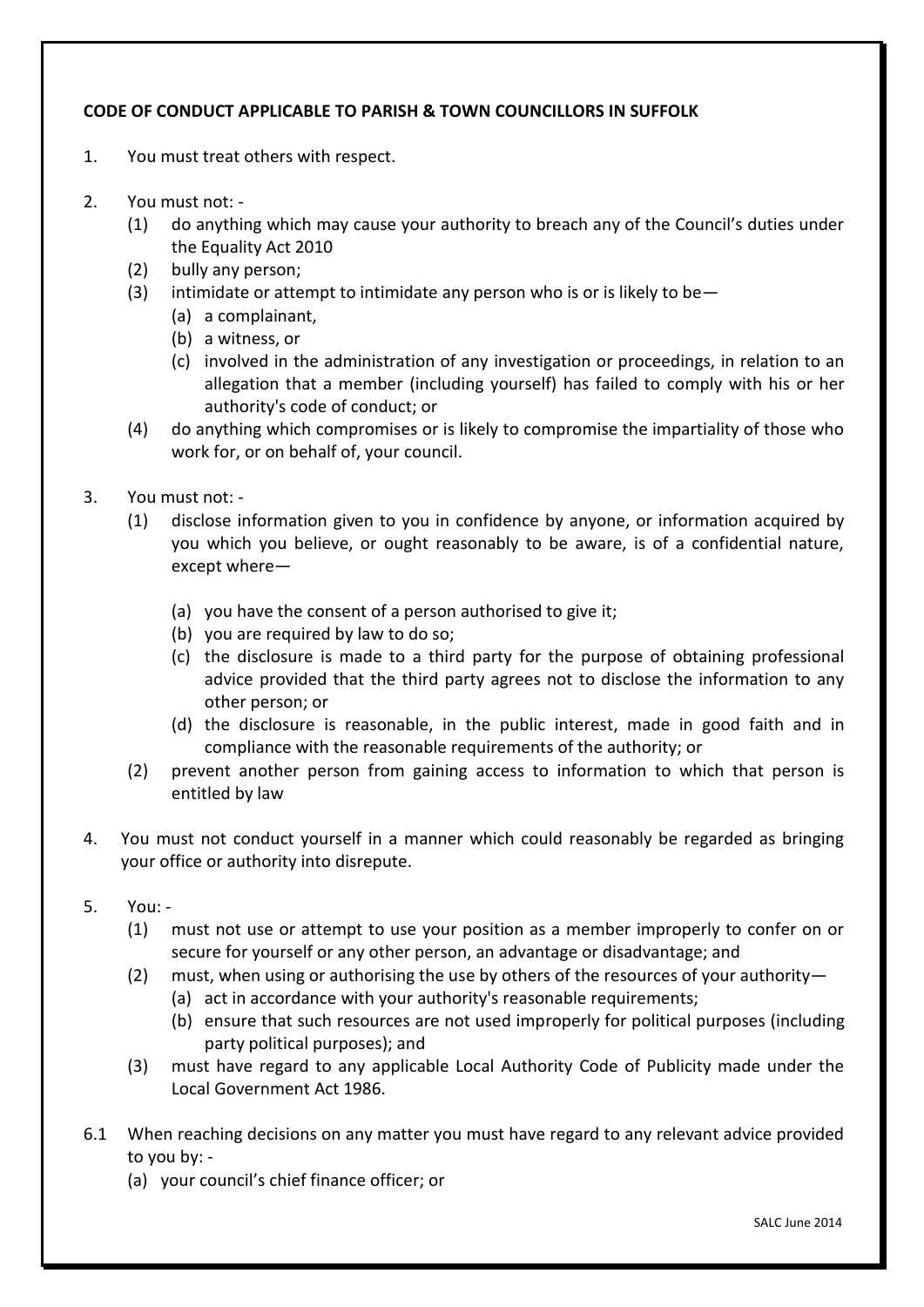**CODE OF CONDUCT APPLICABLE TO PARISH & TOWN COUNCILLORS IN SUFFOLK**

1. You must treat others with respect.

2. You must not: -
   (1) do anything which may cause your authority to breach any of the Council's duties under the Equality Act 2010
   (2) bully any person;
   (3) intimidate or attempt to intimidate any person who is or is likely to be—
      (a) a complainant,
      (b) a witness, or
      (c) involved in the administration of any investigation or proceedings, in relation to an allegation that a member (including yourself) has failed to comply with his or her authority's code of conduct; or
   (4) do anything which compromises or is likely to compromise the impartiality of those who work for, or on behalf of, your council.

3. You must not: -
   (1) disclose information given to you in confidence by anyone, or information acquired by you which you believe, or ought reasonably to be aware, is of a confidential nature, except where—
      (a) you have the consent of a person authorised to give it;
      (b) you are required by law to do so;
      (c) the disclosure is made to a third party for the purpose of obtaining professional advice provided that the third party agrees not to disclose the information to any other person; or
      (d) the disclosure is reasonable, in the public interest, made in good faith and in compliance with the reasonable requirements of the authority; or
   (2) prevent another person from gaining access to information to which that person is entitled by law

4. You must not conduct yourself in a manner which could reasonably be regarded as bringing your office or authority into disrepute.

5. You: -
   (1) must not use or attempt to use your position as a member improperly to confer on or secure for yourself or any other person, an advantage or disadvantage; and
   (2) must, when using or authorising the use by others of the resources of your authority—
      (a) act in accordance with your authority's reasonable requirements;
      (b) ensure that such resources are not used improperly for political purposes (including party political purposes); and
   (3) must have regard to any applicable Local Authority Code of Publicity made under the Local Government Act 1986.

6.1 When reaching decisions on any matter you must have regard to any relevant advice provided to you by: -
   (a) your council's chief finance officer; or

SALC June 2014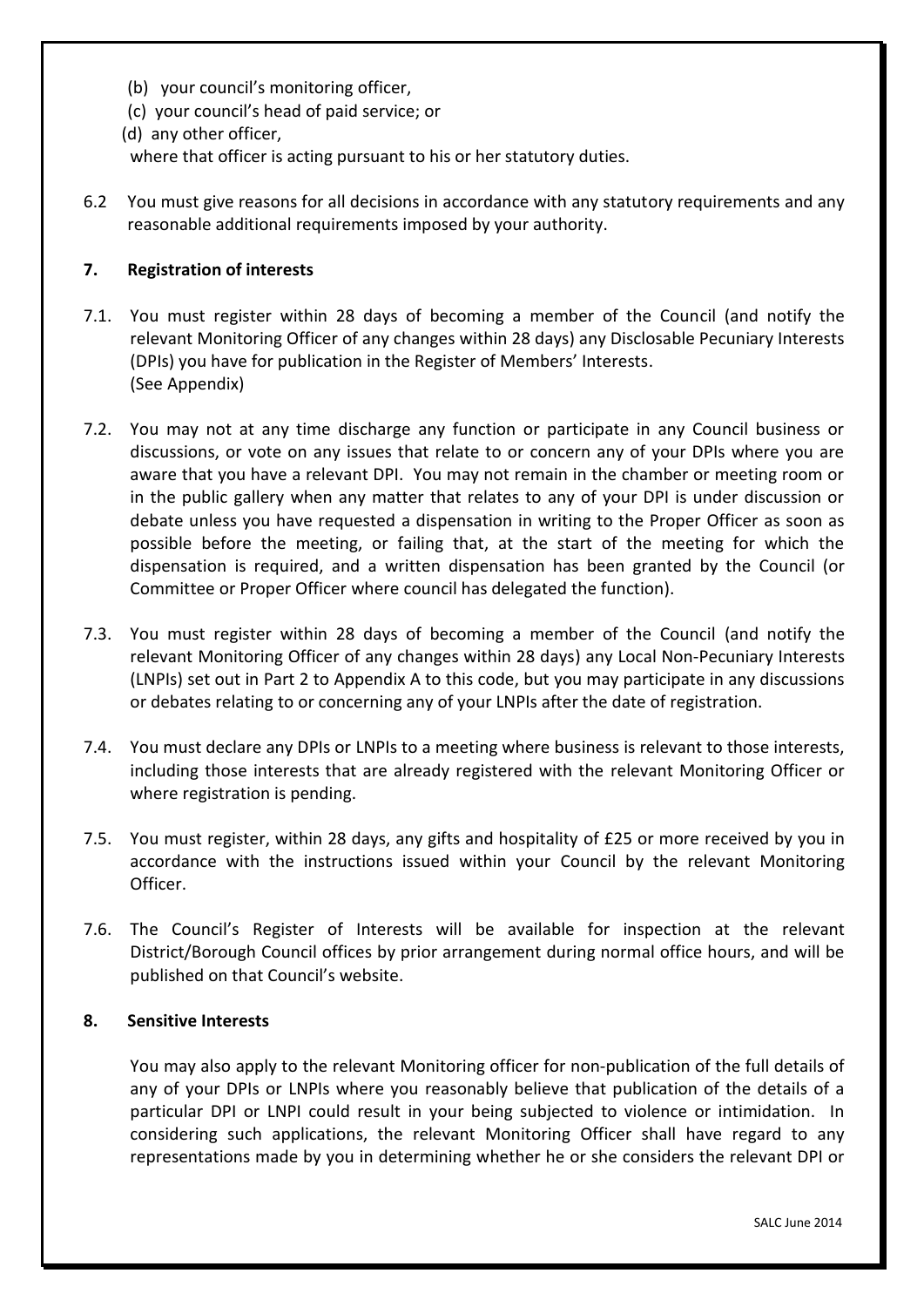(b) your council's monitoring officer,

(c) your council's head of paid service; or

(d) any other officer,

where that officer is acting pursuant to his or her statutory duties.

6.2 You must give reasons for all decisions in accordance with any statutory requirements and any reasonable additional requirements imposed by your authority.

**7. Registration of interests**

7.1. You must register within 28 days of becoming a member of the Council (and notify the relevant Monitoring Officer of any changes within 28 days) any Disclosable Pecuniary Interests (DPIs) you have for publication in the Register of Members' Interests. (See Appendix)

7.2. You may not at any time discharge any function or participate in any Council business or discussions, or vote on any issues that relate to or concern any of your DPIs where you are aware that you have a relevant DPI. You may not remain in the chamber or meeting room or in the public gallery when any matter that relates to any of your DPI is under discussion or debate unless you have requested a dispensation in writing to the Proper Officer as soon as possible before the meeting, or failing that, at the start of the meeting for which the dispensation is required, and a written dispensation has been granted by the Council (or Committee or Proper Officer where council has delegated the function).

7.3. You must register within 28 days of becoming a member of the Council (and notify the relevant Monitoring Officer of any changes within 28 days) any Local Non-Pecuniary Interests (LNPIs) set out in Part 2 to Appendix A to this code, but you may participate in any discussions or debates relating to or concerning any of your LNPIs after the date of registration.

7.4. You must declare any DPIs or LNPIs to a meeting where business is relevant to those interests, including those interests that are already registered with the relevant Monitoring Officer or where registration is pending.

7.5. You must register, within 28 days, any gifts and hospitality of £25 or more received by you in accordance with the instructions issued within your Council by the relevant Monitoring Officer.

7.6. The Council's Register of Interests will be available for inspection at the relevant District/Borough Council offices by prior arrangement during normal office hours, and will be published on that Council's website.

**8. Sensitive Interests**

You may also apply to the relevant Monitoring officer for non-publication of the full details of any of your DPIs or LNPIs where you reasonably believe that publication of the details of a particular DPI or LNPI could result in your being subjected to violence or intimidation. In considering such applications, the relevant Monitoring Officer shall have regard to any representations made by you in determining whether he or she considers the relevant DPI or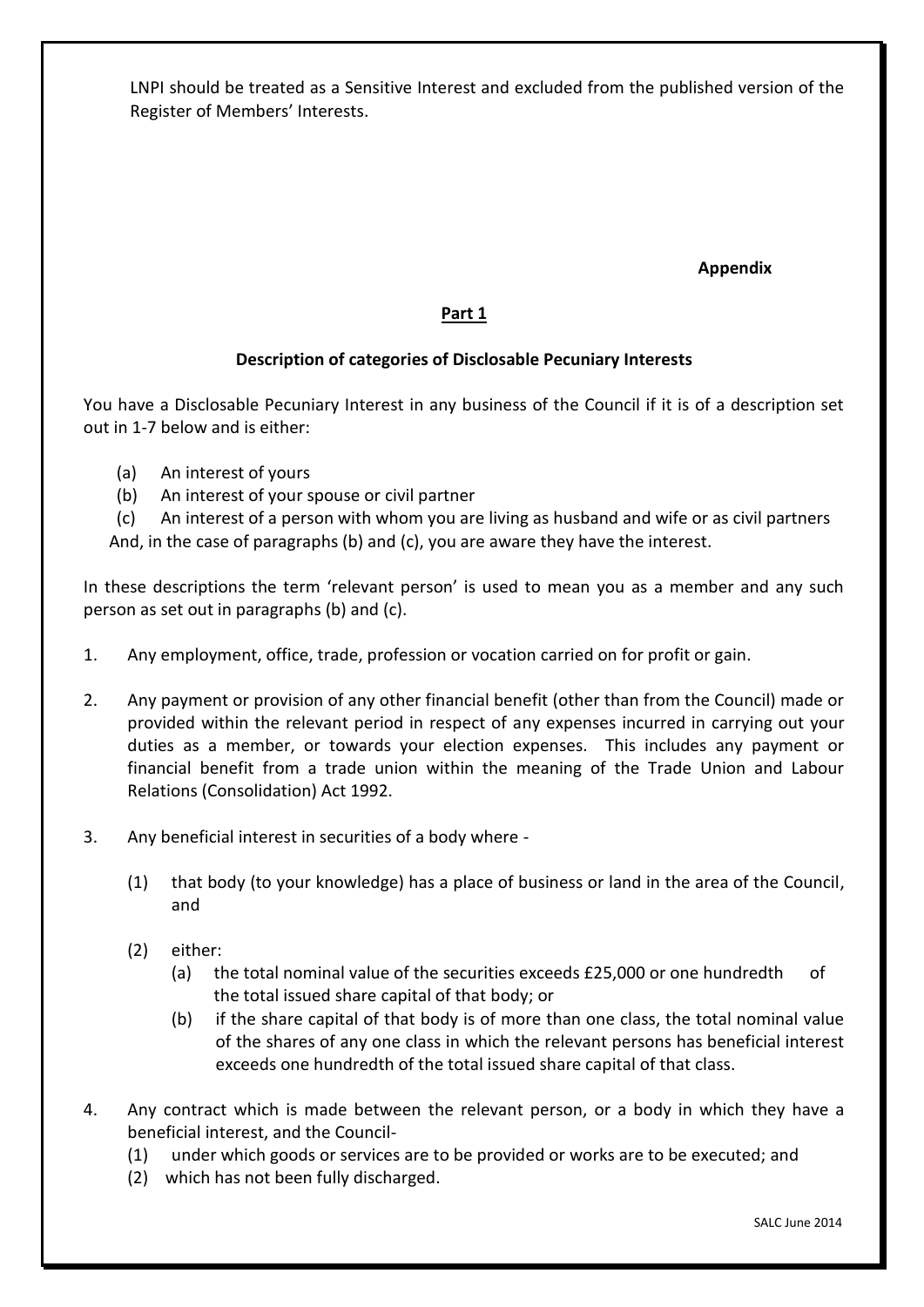LNPI should be treated as a Sensitive Interest and excluded from the published version of the Register of Members' Interests.

**Appendix**

## Part 1

### Description of categories of Disclosable Pecuniary Interests

You have a Disclosable Pecuniary Interest in any business of the Council if it is of a description set out in 1-7 below and is either:

(a) An interest of yours
(b) An interest of your spouse or civil partner
(c) An interest of a person with whom you are living as husband and wife or as civil partners

And, in the case of paragraphs (b) and (c), you are aware they have the interest.

In these descriptions the term 'relevant person' is used to mean you as a member and any such person as set out in paragraphs (b) and (c).

1. Any employment, office, trade, profession or vocation carried on for profit or gain.

2. Any payment or provision of any other financial benefit (other than from the Council) made or provided within the relevant period in respect of any expenses incurred in carrying out your duties as a member, or towards your election expenses. This includes any payment or financial benefit from a trade union within the meaning of the Trade Union and Labour Relations (Consolidation) Act 1992.

3. Any beneficial interest in securities of a body where -

   (1) that body (to your knowledge) has a place of business or land in the area of the Council, and

   (2) either:
      (a) the total nominal value of the securities exceeds £25,000 or one hundredth of the total issued share capital of that body; or
      (b) if the share capital of that body is of more than one class, the total nominal value of the shares of any one class in which the relevant persons has beneficial interest exceeds one hundredth of the total issued share capital of that class.

4. Any contract which is made between the relevant person, or a body in which they have a beneficial interest, and the Council-
   (1) under which goods or services are to be provided or works are to be executed; and
   (2) which has not been fully discharged.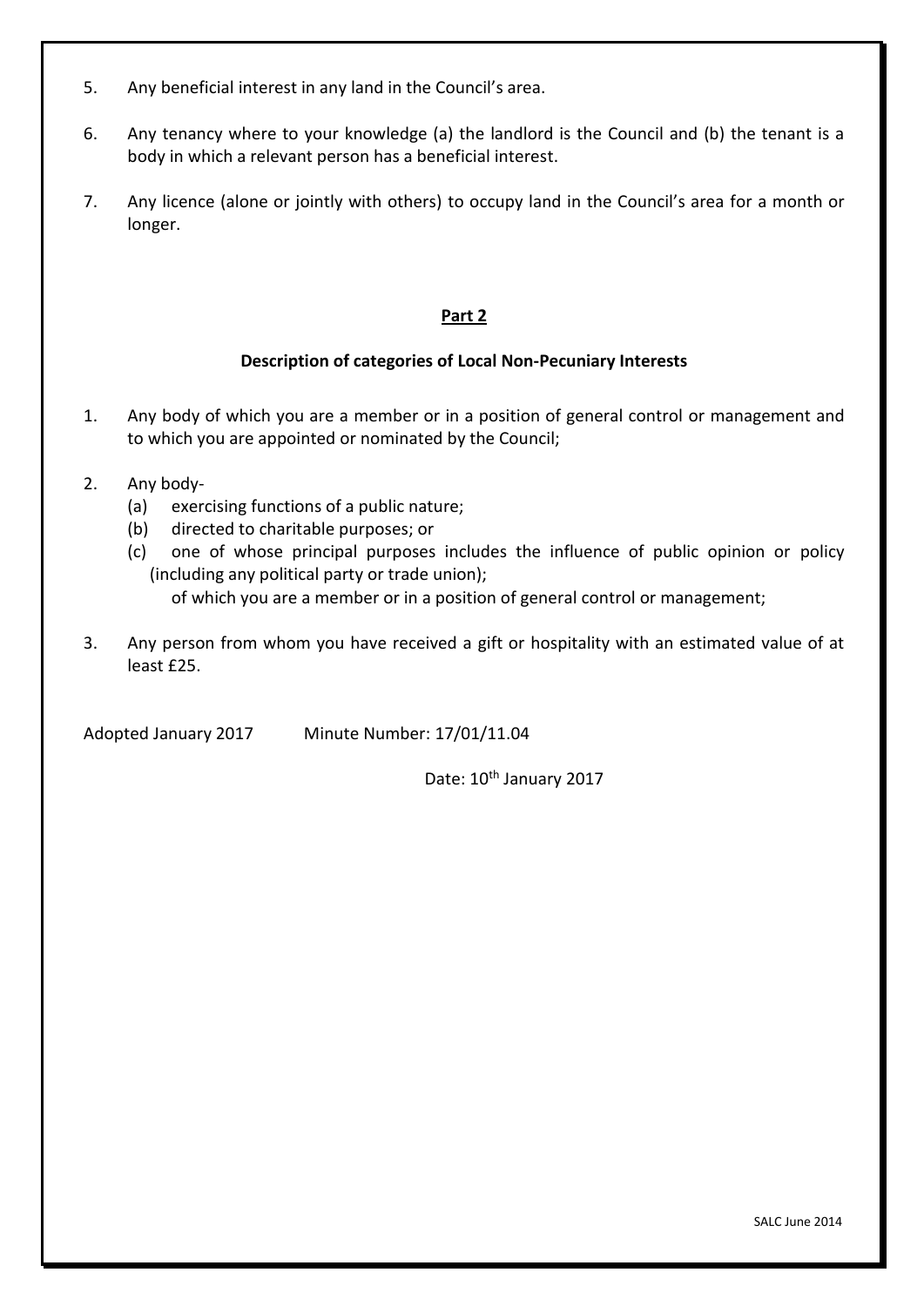5. Any beneficial interest in any land in the Council's area.

6. Any tenancy where to your knowledge (a) the landlord is the Council and (b) the tenant is a body in which a relevant person has a beneficial interest.

7. Any licence (alone or jointly with others) to occupy land in the Council's area for a month or longer.

## Part 2

**Description of categories of Local Non-Pecuniary Interests**

1. Any body of which you are a member or in a position of general control or management and to which you are appointed or nominated by the Council;

2. Any body-
   (a) exercising functions of a public nature;
   (b) directed to charitable purposes; or
   (c) one of whose principal purposes includes the influence of public opinion or policy (including any political party or trade union);
   
   of which you are a member or in a position of general control or management;

3. Any person from whom you have received a gift or hospitality with an estimated value of at least £25.

Adopted January 2017 Minute Number: 17/01/11.04

Date: 10th January 2017